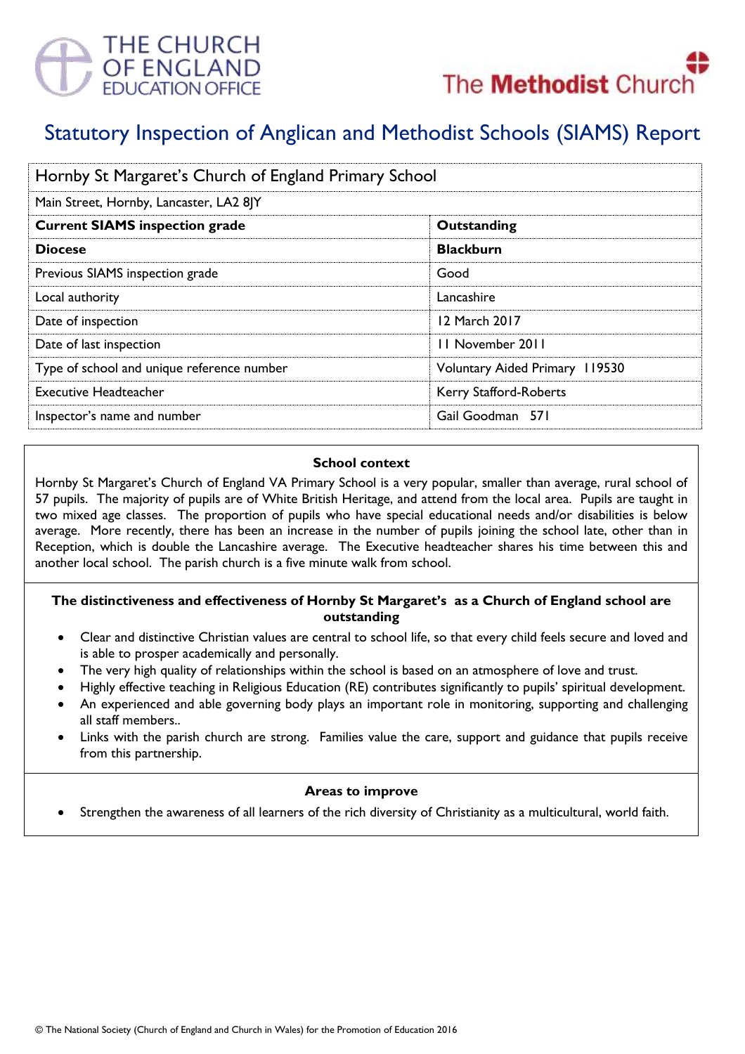THE CHURCH OF ENGLAND EDUCATION OFFICE

The Methodist Church

# Statutory Inspection of Anglican and Methodist Schools (SIAMS) Report

| Hornby St Margaret's Church of England Primary School | |
|---|---|
| Main Street, Hornby, Lancaster, LA2 8JY | |
| **Current SIAMS inspection grade** | **Outstanding** |
| **Diocese** | **Blackburn** |
| Previous SIAMS inspection grade | Good |
| Local authority | Lancashire |
| Date of inspection | 12 March 2017 |
| Date of last inspection | 11 November 2011 |
| Type of school and unique reference number | Voluntary Aided Primary 119530 |
| Executive Headteacher | Kerry Stafford-Roberts |
| Inspector's name and number | Gail Goodman 571 |

### School context

Hornby St Margaret's Church of England VA Primary School is a very popular, smaller than average, rural school of 57 pupils. The majority of pupils are of White British Heritage, and attend from the local area. Pupils are taught in two mixed age classes. The proportion of pupils who have special educational needs and/or disabilities is below average. More recently, there has been an increase in the number of pupils joining the school late, other than in Reception, which is double the Lancashire average. The Executive headteacher shares his time between this and another local school. The parish church is a five minute walk from school.

### The distinctiveness and effectiveness of Hornby St Margaret's as a Church of England school are outstanding

- Clear and distinctive Christian values are central to school life, so that every child feels secure and loved and is able to prosper academically and personally.
- The very high quality of relationships within the school is based on an atmosphere of love and trust.
- Highly effective teaching in Religious Education (RE) contributes significantly to pupils' spiritual development.
- An experienced and able governing body plays an important role in monitoring, supporting and challenging all staff members..
- Links with the parish church are strong. Families value the care, support and guidance that pupils receive from this partnership.

### Areas to improve

- Strengthen the awareness of all learners of the rich diversity of Christianity as a multicultural, world faith.

© The National Society (Church of England and Church in Wales) for the Promotion of Education 2016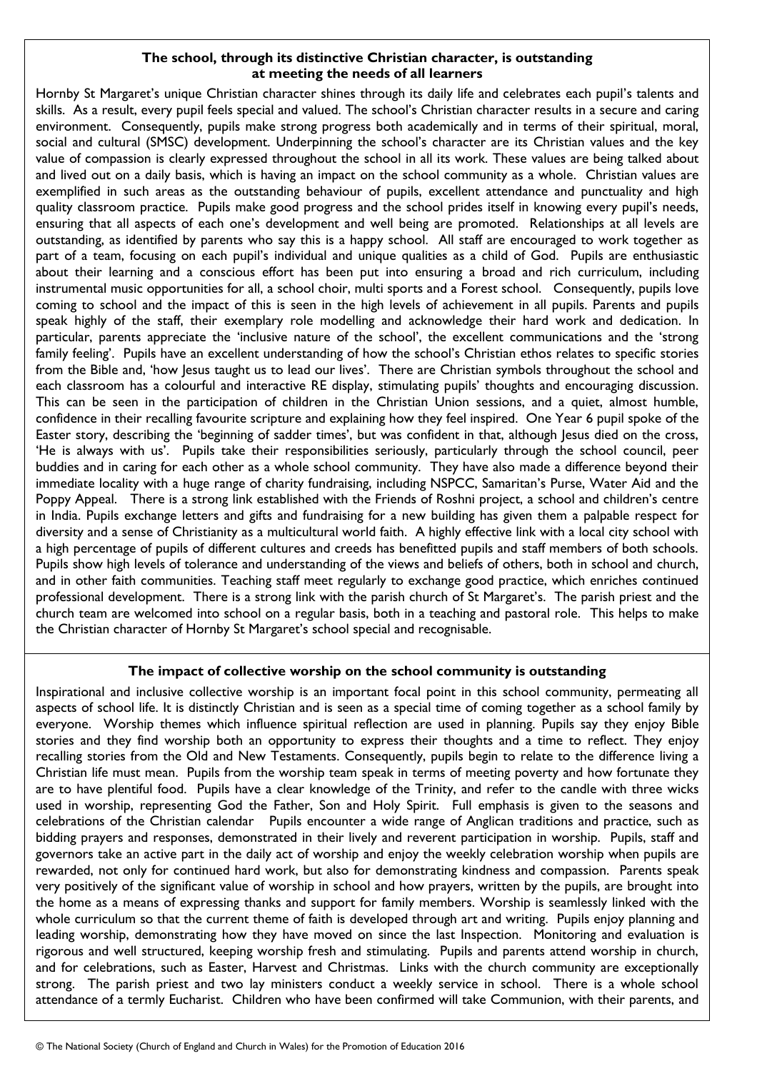## The school, through its distinctive Christian character, is outstanding at meeting the needs of all learners

Hornby St Margaret's unique Christian character shines through its daily life and celebrates each pupil's talents and skills. As a result, every pupil feels special and valued. The school's Christian character results in a secure and caring environment. Consequently, pupils make strong progress both academically and in terms of their spiritual, moral, social and cultural (SMSC) development. Underpinning the school's character are its Christian values and the key value of compassion is clearly expressed throughout the school in all its work. These values are being talked about and lived out on a daily basis, which is having an impact on the school community as a whole. Christian values are exemplified in such areas as the outstanding behaviour of pupils, excellent attendance and punctuality and high quality classroom practice. Pupils make good progress and the school prides itself in knowing every pupil's needs, ensuring that all aspects of each one's development and well being are promoted. Relationships at all levels are outstanding, as identified by parents who say this is a happy school. All staff are encouraged to work together as part of a team, focusing on each pupil's individual and unique qualities as a child of God. Pupils are enthusiastic about their learning and a conscious effort has been put into ensuring a broad and rich curriculum, including instrumental music opportunities for all, a school choir, multi sports and a Forest school. Consequently, pupils love coming to school and the impact of this is seen in the high levels of achievement in all pupils. Parents and pupils speak highly of the staff, their exemplary role modelling and acknowledge their hard work and dedication. In particular, parents appreciate the 'inclusive nature of the school', the excellent communications and the 'strong family feeling'. Pupils have an excellent understanding of how the school's Christian ethos relates to specific stories from the Bible and, 'how Jesus taught us to lead our lives'. There are Christian symbols throughout the school and each classroom has a colourful and interactive RE display, stimulating pupils' thoughts and encouraging discussion. This can be seen in the participation of children in the Christian Union sessions, and a quiet, almost humble, confidence in their recalling favourite scripture and explaining how they feel inspired. One Year 6 pupil spoke of the Easter story, describing the 'beginning of sadder times', but was confident in that, although Jesus died on the cross, 'He is always with us'. Pupils take their responsibilities seriously, particularly through the school council, peer buddies and in caring for each other as a whole school community. They have also made a difference beyond their immediate locality with a huge range of charity fundraising, including NSPCC, Samaritan's Purse, Water Aid and the Poppy Appeal. There is a strong link established with the Friends of Roshni project, a school and children's centre in India. Pupils exchange letters and gifts and fundraising for a new building has given them a palpable respect for diversity and a sense of Christianity as a multicultural world faith. A highly effective link with a local city school with a high percentage of pupils of different cultures and creeds has benefitted pupils and staff members of both schools. Pupils show high levels of tolerance and understanding of the views and beliefs of others, both in school and church, and in other faith communities. Teaching staff meet regularly to exchange good practice, which enriches continued professional development. There is a strong link with the parish church of St Margaret's. The parish priest and the church team are welcomed into school on a regular basis, both in a teaching and pastoral role. This helps to make the Christian character of Hornby St Margaret's school special and recognisable.

## The impact of collective worship on the school community is outstanding

Inspirational and inclusive collective worship is an important focal point in this school community, permeating all aspects of school life. It is distinctly Christian and is seen as a special time of coming together as a school family by everyone. Worship themes which influence spiritual reflection are used in planning. Pupils say they enjoy Bible stories and they find worship both an opportunity to express their thoughts and a time to reflect. They enjoy recalling stories from the Old and New Testaments. Consequently, pupils begin to relate to the difference living a Christian life must mean. Pupils from the worship team speak in terms of meeting poverty and how fortunate they are to have plentiful food. Pupils have a clear knowledge of the Trinity, and refer to the candle with three wicks used in worship, representing God the Father, Son and Holy Spirit. Full emphasis is given to the seasons and celebrations of the Christian calendar Pupils encounter a wide range of Anglican traditions and practice, such as bidding prayers and responses, demonstrated in their lively and reverent participation in worship. Pupils, staff and governors take an active part in the daily act of worship and enjoy the weekly celebration worship when pupils are rewarded, not only for continued hard work, but also for demonstrating kindness and compassion. Parents speak very positively of the significant value of worship in school and how prayers, written by the pupils, are brought into the home as a means of expressing thanks and support for family members. Worship is seamlessly linked with the whole curriculum so that the current theme of faith is developed through art and writing. Pupils enjoy planning and leading worship, demonstrating how they have moved on since the last Inspection. Monitoring and evaluation is rigorous and well structured, keeping worship fresh and stimulating. Pupils and parents attend worship in church, and for celebrations, such as Easter, Harvest and Christmas. Links with the church community are exceptionally strong. The parish priest and two lay ministers conduct a weekly service in school. There is a whole school attendance of a termly Eucharist. Children who have been confirmed will take Communion, with their parents, and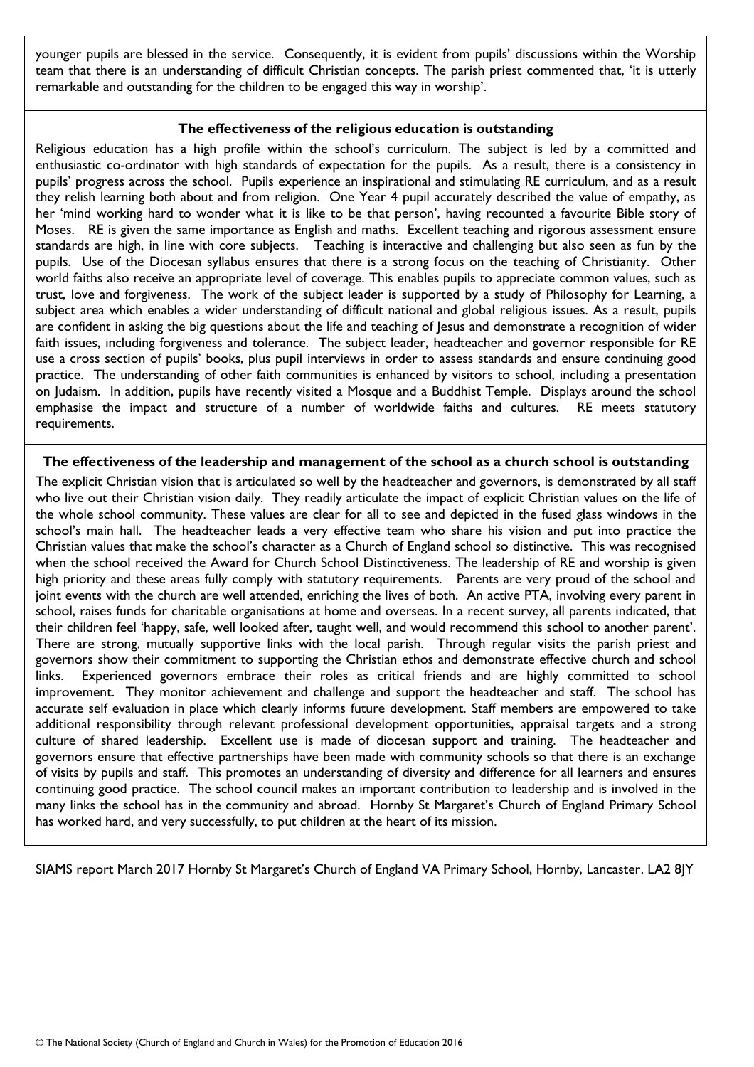younger pupils are blessed in the service. Consequently, it is evident from pupils' discussions within the Worship team that there is an understanding of difficult Christian concepts. The parish priest commented that, 'it is utterly remarkable and outstanding for the children to be engaged this way in worship'.

### The effectiveness of the religious education is outstanding

Religious education has a high profile within the school's curriculum. The subject is led by a committed and enthusiastic co-ordinator with high standards of expectation for the pupils. As a result, there is a consistency in pupils' progress across the school. Pupils experience an inspirational and stimulating RE curriculum, and as a result they relish learning both about and from religion. One Year 4 pupil accurately described the value of empathy, as her 'mind working hard to wonder what it is like to be that person', having recounted a favourite Bible story of Moses. RE is given the same importance as English and maths. Excellent teaching and rigorous assessment ensure standards are high, in line with core subjects. Teaching is interactive and challenging but also seen as fun by the pupils. Use of the Diocesan syllabus ensures that there is a strong focus on the teaching of Christianity. Other world faiths also receive an appropriate level of coverage. This enables pupils to appreciate common values, such as trust, love and forgiveness. The work of the subject leader is supported by a study of Philosophy for Learning, a subject area which enables a wider understanding of difficult national and global religious issues. As a result, pupils are confident in asking the big questions about the life and teaching of Jesus and demonstrate a recognition of wider faith issues, including forgiveness and tolerance. The subject leader, headteacher and governor responsible for RE use a cross section of pupils' books, plus pupil interviews in order to assess standards and ensure continuing good practice. The understanding of other faith communities is enhanced by visitors to school, including a presentation on Judaism. In addition, pupils have recently visited a Mosque and a Buddhist Temple. Displays around the school emphasise the impact and structure of a number of worldwide faiths and cultures. RE meets statutory requirements.

### The effectiveness of the leadership and management of the school as a church school is outstanding

The explicit Christian vision that is articulated so well by the headteacher and governors, is demonstrated by all staff who live out their Christian vision daily. They readily articulate the impact of explicit Christian values on the life of the whole school community. These values are clear for all to see and depicted in the fused glass windows in the school's main hall. The headteacher leads a very effective team who share his vision and put into practice the Christian values that make the school's character as a Church of England school so distinctive. This was recognised when the school received the Award for Church School Distinctiveness. The leadership of RE and worship is given high priority and these areas fully comply with statutory requirements. Parents are very proud of the school and joint events with the church are well attended, enriching the lives of both. An active PTA, involving every parent in school, raises funds for charitable organisations at home and overseas. In a recent survey, all parents indicated, that their children feel 'happy, safe, well looked after, taught well, and would recommend this school to another parent'. There are strong, mutually supportive links with the local parish. Through regular visits the parish priest and governors show their commitment to supporting the Christian ethos and demonstrate effective church and school links. Experienced governors embrace their roles as critical friends and are highly committed to school improvement. They monitor achievement and challenge and support the headteacher and staff. The school has accurate self evaluation in place which clearly informs future development. Staff members are empowered to take additional responsibility through relevant professional development opportunities, appraisal targets and a strong culture of shared leadership. Excellent use is made of diocesan support and training. The headteacher and governors ensure that effective partnerships have been made with community schools so that there is an exchange of visits by pupils and staff. This promotes an understanding of diversity and difference for all learners and ensures continuing good practice. The school council makes an important contribution to leadership and is involved in the many links the school has in the community and abroad. Hornby St Margaret's Church of England Primary School has worked hard, and very successfully, to put children at the heart of its mission.

SIAMS report March 2017 Hornby St Margaret's Church of England VA Primary School, Hornby, Lancaster. LA2 8JY

© The National Society (Church of England and Church in Wales) for the Promotion of Education 2016